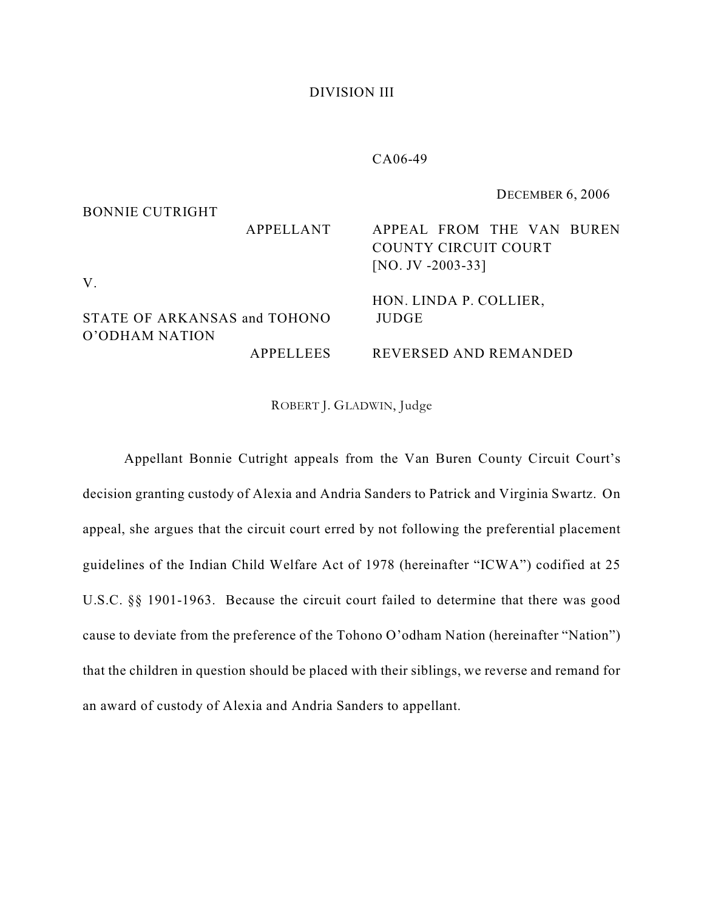DIVISION III

CA06-49

DECEMBER 6, 2006

BONNIE CUTRIGHT
APPELLANT

V.

STATE OF ARKANSAS and TOHONO O'ODHAM NATION
APPELLEES

APPEAL FROM THE VAN BUREN COUNTY CIRCUIT COURT
[NO. JV -2003-33]

HON. LINDA P. COLLIER, JUDGE

REVERSED AND REMANDED

ROBERT J. GLADWIN, Judge

Appellant Bonnie Cutright appeals from the Van Buren County Circuit Court's decision granting custody of Alexia and Andria Sanders to Patrick and Virginia Swartz. On appeal, she argues that the circuit court erred by not following the preferential placement guidelines of the Indian Child Welfare Act of 1978 (hereinafter "ICWA") codified at 25 U.S.C. §§ 1901-1963. Because the circuit court failed to determine that there was good cause to deviate from the preference of the Tohono O'odham Nation (hereinafter "Nation") that the children in question should be placed with their siblings, we reverse and remand for an award of custody of Alexia and Andria Sanders to appellant.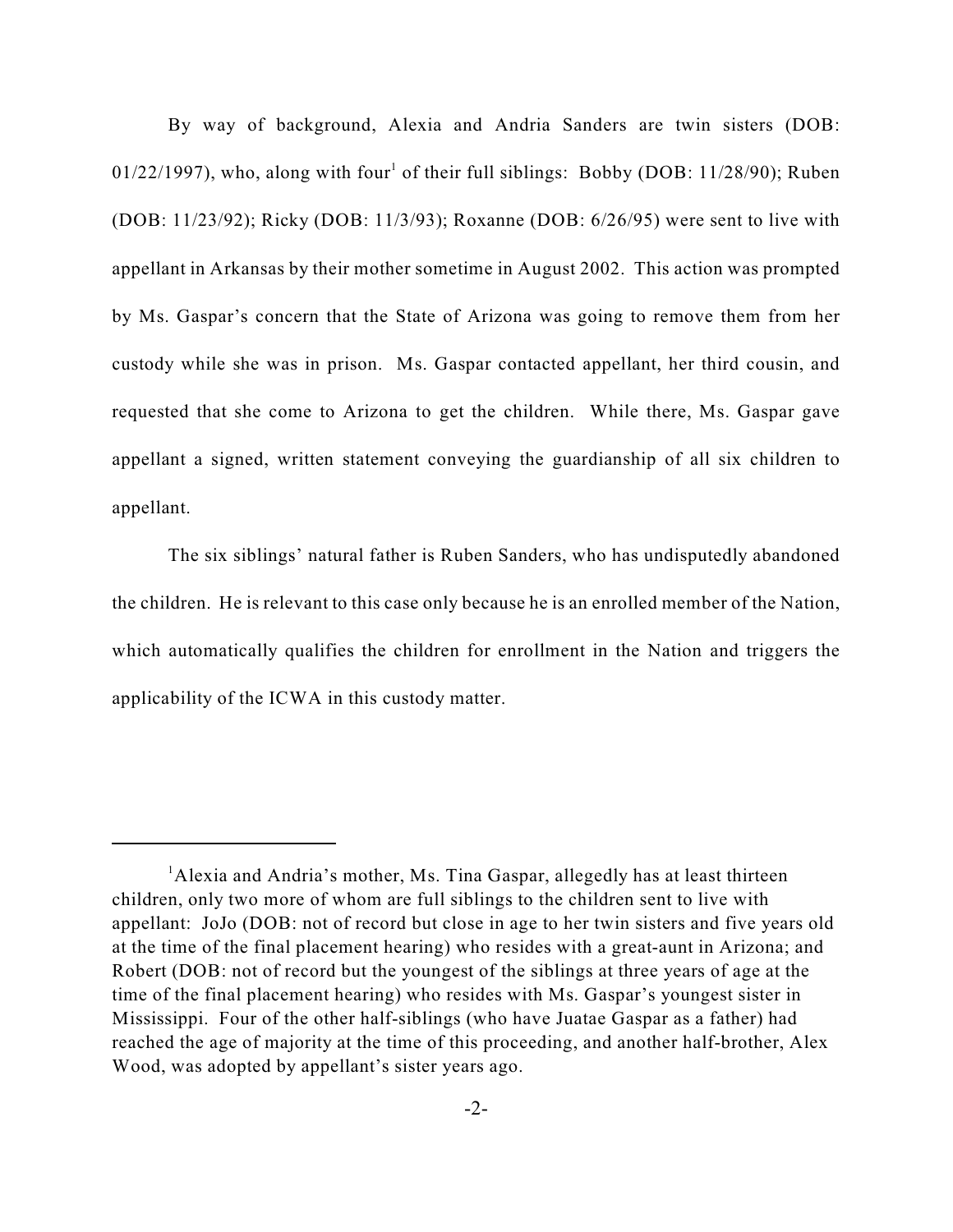By way of background, Alexia and Andria Sanders are twin sisters (DOB: 01/22/1997), who, along with four[1] of their full siblings: Bobby (DOB: 11/28/90); Ruben (DOB: 11/23/92); Ricky (DOB: 11/3/93); Roxanne (DOB: 6/26/95) were sent to live with appellant in Arkansas by their mother sometime in August 2002. This action was prompted by Ms. Gaspar's concern that the State of Arizona was going to remove them from her custody while she was in prison. Ms. Gaspar contacted appellant, her third cousin, and requested that she come to Arizona to get the children. While there, Ms. Gaspar gave appellant a signed, written statement conveying the guardianship of all six children to appellant.

The six siblings' natural father is Ruben Sanders, who has undisputedly abandoned the children. He is relevant to this case only because he is an enrolled member of the Nation, which automatically qualifies the children for enrollment in the Nation and triggers the applicability of the ICWA in this custody matter.

---

[1] Alexia and Andria's mother, Ms. Tina Gaspar, allegedly has at least thirteen children, only two more of whom are full siblings to the children sent to live with appellant: JoJo (DOB: not of record but close in age to her twin sisters and five years old at the time of the final placement hearing) who resides with a great-aunt in Arizona; and Robert (DOB: not of record but the youngest of the siblings at three years of age at the time of the final placement hearing) who resides with Ms. Gaspar's youngest sister in Mississippi. Four of the other half-siblings (who have Juatae Gaspar as a father) had reached the age of majority at the time of this proceeding, and another half-brother, Alex Wood, was adopted by appellant's sister years ago.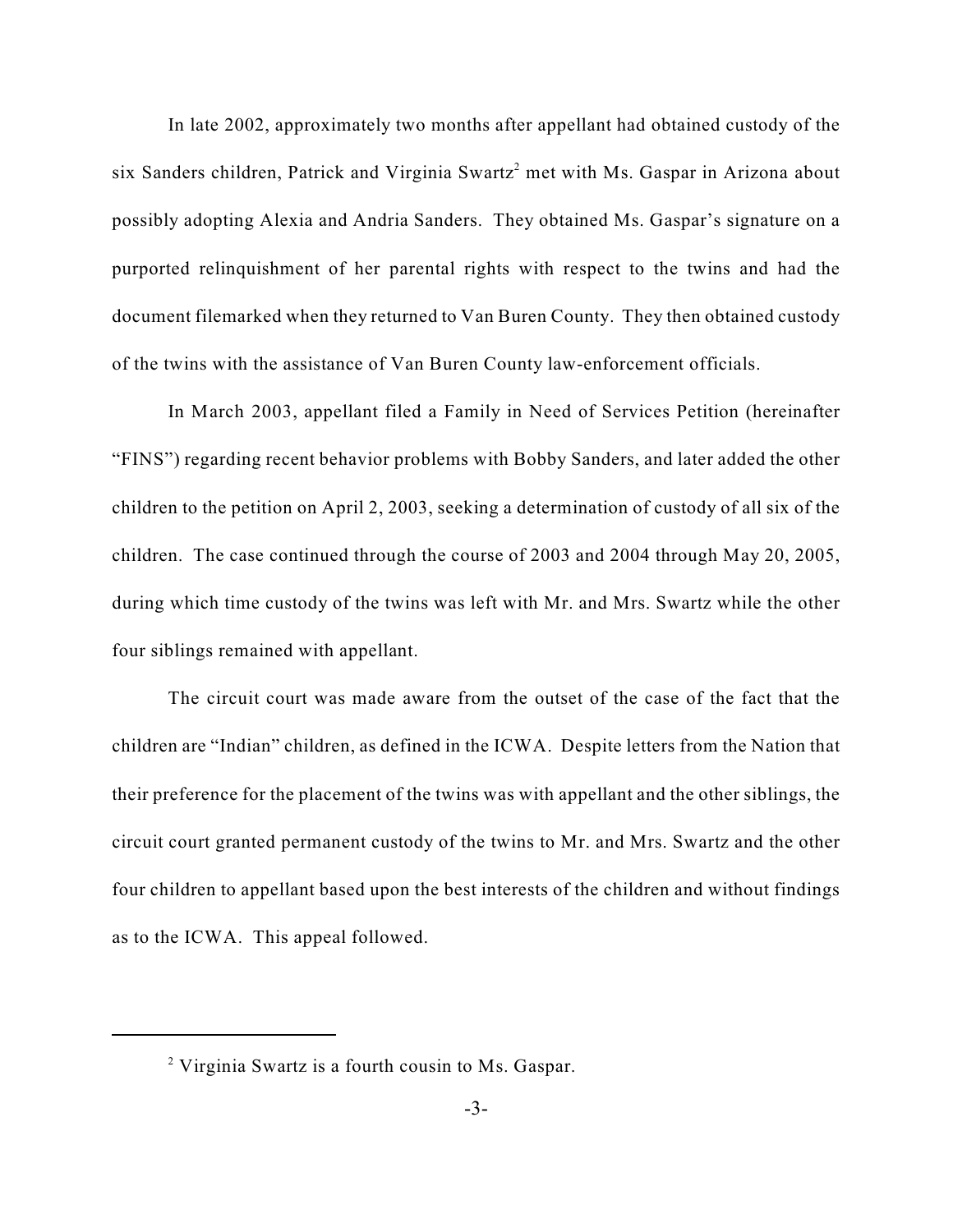In late 2002, approximately two months after appellant had obtained custody of the six Sanders children, Patrick and Virginia Swartz[2] met with Ms. Gaspar in Arizona about possibly adopting Alexia and Andria Sanders. They obtained Ms. Gaspar's signature on a purported relinquishment of her parental rights with respect to the twins and had the document filemarked when they returned to Van Buren County. They then obtained custody of the twins with the assistance of Van Buren County law-enforcement officials.

In March 2003, appellant filed a Family in Need of Services Petition (hereinafter "FINS") regarding recent behavior problems with Bobby Sanders, and later added the other children to the petition on April 2, 2003, seeking a determination of custody of all six of the children. The case continued through the course of 2003 and 2004 through May 20, 2005, during which time custody of the twins was left with Mr. and Mrs. Swartz while the other four siblings remained with appellant.

The circuit court was made aware from the outset of the case of the fact that the children are "Indian" children, as defined in the ICWA. Despite letters from the Nation that their preference for the placement of the twins was with appellant and the other siblings, the circuit court granted permanent custody of the twins to Mr. and Mrs. Swartz and the other four children to appellant based upon the best interests of the children and without findings as to the ICWA. This appeal followed.

[2] Virginia Swartz is a fourth cousin to Ms. Gaspar.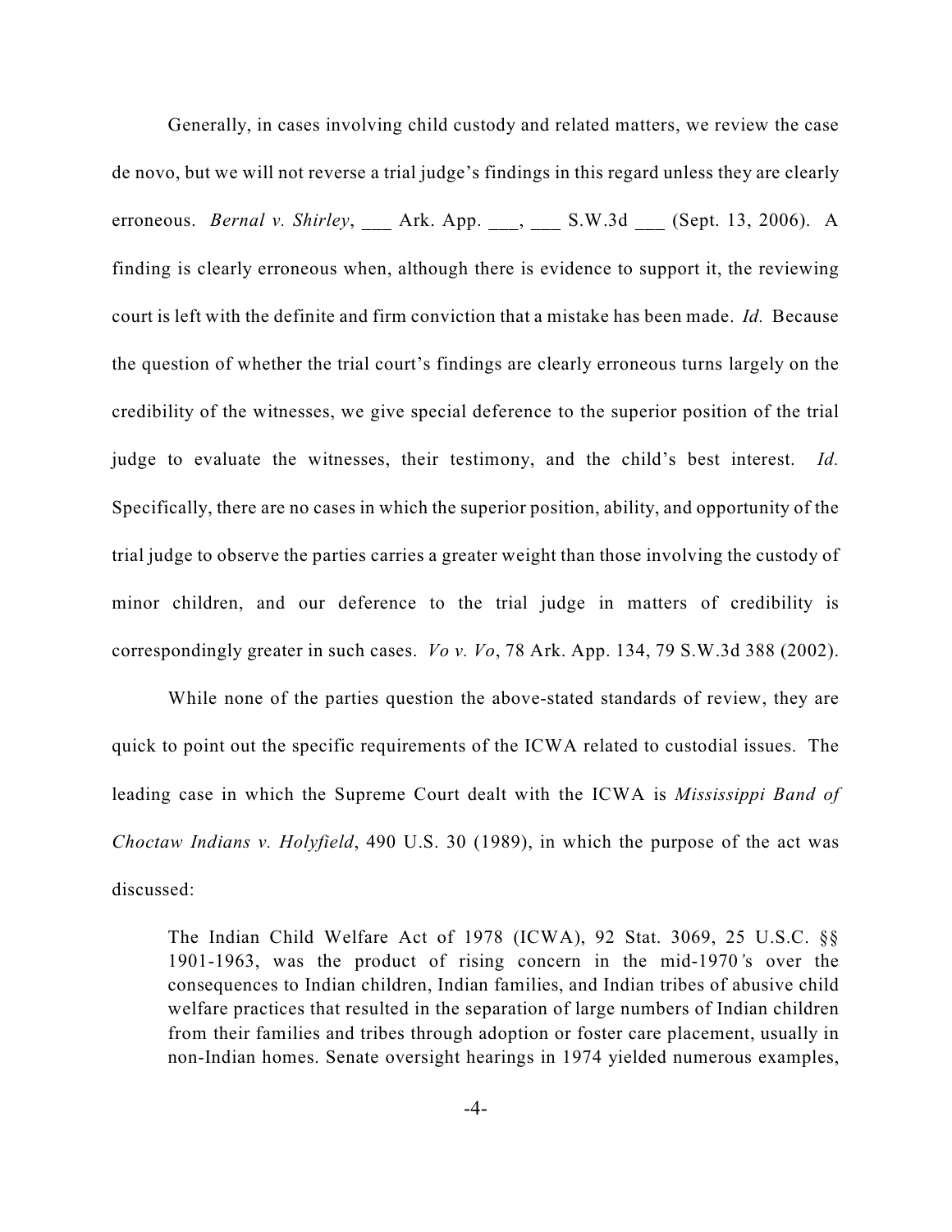Generally, in cases involving child custody and related matters, we review the case de novo, but we will not reverse a trial judge's findings in this regard unless they are clearly erroneous. *Bernal v. Shirley*, ___ Ark. App. ___, ___ S.W.3d ___ (Sept. 13, 2006). A finding is clearly erroneous when, although there is evidence to support it, the reviewing court is left with the definite and firm conviction that a mistake has been made. *Id.* Because the question of whether the trial court's findings are clearly erroneous turns largely on the credibility of the witnesses, we give special deference to the superior position of the trial judge to evaluate the witnesses, their testimony, and the child's best interest. *Id.* Specifically, there are no cases in which the superior position, ability, and opportunity of the trial judge to observe the parties carries a greater weight than those involving the custody of minor children, and our deference to the trial judge in matters of credibility is correspondingly greater in such cases. *Vo v. Vo*, 78 Ark. App. 134, 79 S.W.3d 388 (2002).

While none of the parties question the above-stated standards of review, they are quick to point out the specific requirements of the ICWA related to custodial issues. The leading case in which the Supreme Court dealt with the ICWA is *Mississippi Band of Choctaw Indians v. Holyfield*, 490 U.S. 30 (1989), in which the purpose of the act was discussed:

> The Indian Child Welfare Act of 1978 (ICWA), 92 Stat. 3069, 25 U.S.C. §§ 1901-1963, was the product of rising concern in the mid-1970's over the consequences to Indian children, Indian families, and Indian tribes of abusive child welfare practices that resulted in the separation of large numbers of Indian children from their families and tribes through adoption or foster care placement, usually in non-Indian homes. Senate oversight hearings in 1974 yielded numerous examples,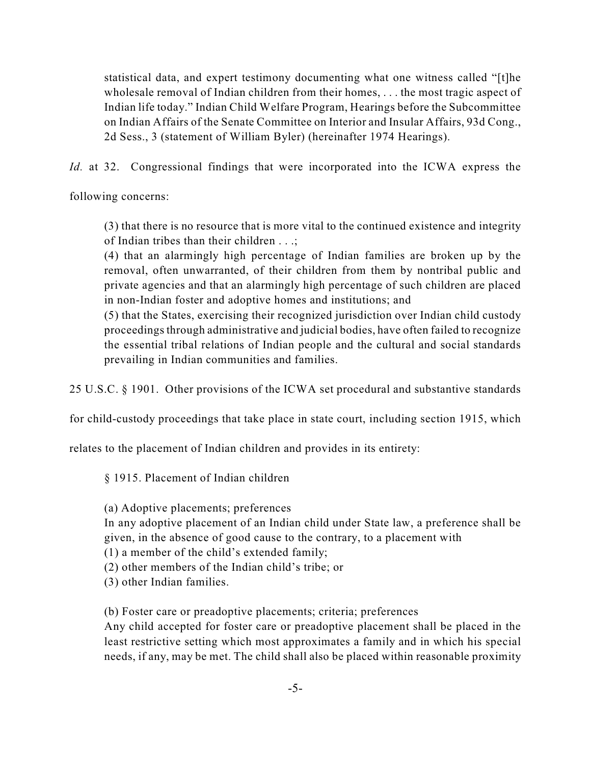> statistical data, and expert testimony documenting what one witness called "[t]he wholesale removal of Indian children from their homes, . . . the most tragic aspect of Indian life today." Indian Child Welfare Program, Hearings before the Subcommittee on Indian Affairs of the Senate Committee on Interior and Insular Affairs, 93d Cong., 2d Sess., 3 (statement of William Byler) (hereinafter 1974 Hearings).

*Id.* at 32. Congressional findings that were incorporated into the ICWA express the following concerns:

> (3) that there is no resource that is more vital to the continued existence and integrity of Indian tribes than their children . . .;
> (4) that an alarmingly high percentage of Indian families are broken up by the removal, often unwarranted, of their children from them by nontribal public and private agencies and that an alarmingly high percentage of such children are placed in non-Indian foster and adoptive homes and institutions; and
> (5) that the States, exercising their recognized jurisdiction over Indian child custody proceedings through administrative and judicial bodies, have often failed to recognize the essential tribal relations of Indian people and the cultural and social standards prevailing in Indian communities and families.

25 U.S.C. § 1901. Other provisions of the ICWA set procedural and substantive standards for child-custody proceedings that take place in state court, including section 1915, which relates to the placement of Indian children and provides in its entirety:

> § 1915. Placement of Indian children
>
> (a) Adoptive placements; preferences
> In any adoptive placement of an Indian child under State law, a preference shall be given, in the absence of good cause to the contrary, to a placement with
> (1) a member of the child's extended family;
> (2) other members of the Indian child's tribe; or
> (3) other Indian families.
>
> (b) Foster care or preadoptive placements; criteria; preferences
> Any child accepted for foster care or preadoptive placement shall be placed in the least restrictive setting which most approximates a family and in which his special needs, if any, may be met. The child shall also be placed within reasonable proximity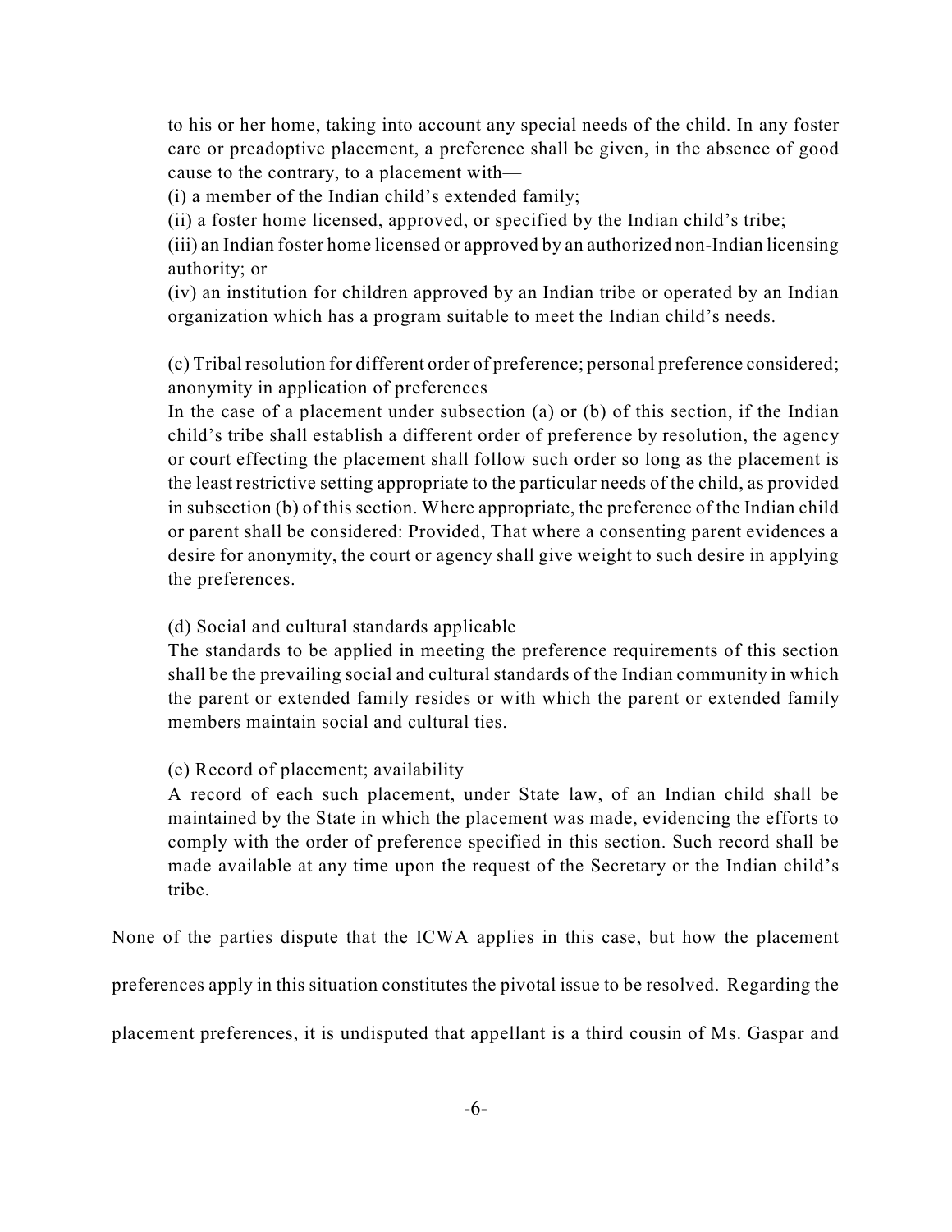to his or her home, taking into account any special needs of the child. In any foster care or preadoptive placement, a preference shall be given, in the absence of good cause to the contrary, to a placement with—

(i) a member of the Indian child's extended family;

(ii) a foster home licensed, approved, or specified by the Indian child's tribe;

(iii) an Indian foster home licensed or approved by an authorized non-Indian licensing authority; or

(iv) an institution for children approved by an Indian tribe or operated by an Indian organization which has a program suitable to meet the Indian child's needs.

(c) Tribal resolution for different order of preference; personal preference considered; anonymity in application of preferences

In the case of a placement under subsection (a) or (b) of this section, if the Indian child's tribe shall establish a different order of preference by resolution, the agency or court effecting the placement shall follow such order so long as the placement is the least restrictive setting appropriate to the particular needs of the child, as provided in subsection (b) of this section. Where appropriate, the preference of the Indian child or parent shall be considered: Provided, That where a consenting parent evidences a desire for anonymity, the court or agency shall give weight to such desire in applying the preferences.

(d) Social and cultural standards applicable

The standards to be applied in meeting the preference requirements of this section shall be the prevailing social and cultural standards of the Indian community in which the parent or extended family resides or with which the parent or extended family members maintain social and cultural ties.

(e) Record of placement; availability

A record of each such placement, under State law, of an Indian child shall be maintained by the State in which the placement was made, evidencing the efforts to comply with the order of preference specified in this section. Such record shall be made available at any time upon the request of the Secretary or the Indian child's tribe.

None of the parties dispute that the ICWA applies in this case, but how the placement preferences apply in this situation constitutes the pivotal issue to be resolved. Regarding the placement preferences, it is undisputed that appellant is a third cousin of Ms. Gaspar and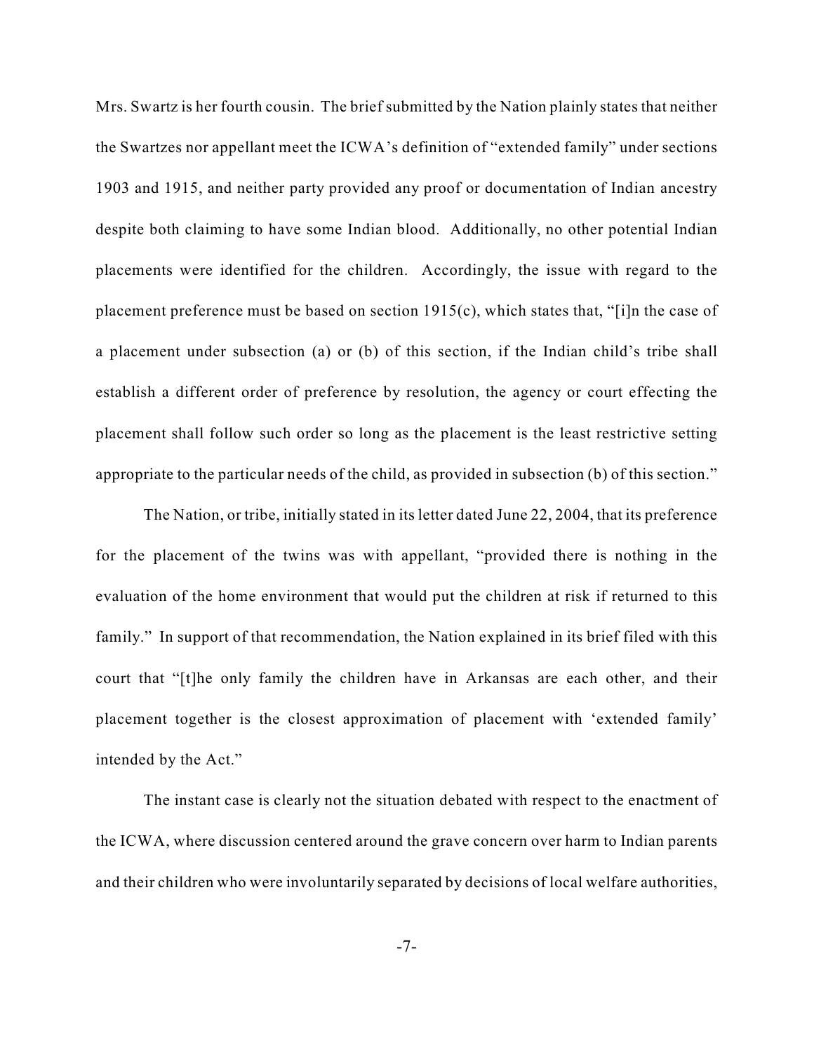Mrs. Swartz is her fourth cousin. The brief submitted by the Nation plainly states that neither the Swartzes nor appellant meet the ICWA's definition of "extended family" under sections 1903 and 1915, and neither party provided any proof or documentation of Indian ancestry despite both claiming to have some Indian blood. Additionally, no other potential Indian placements were identified for the children. Accordingly, the issue with regard to the placement preference must be based on section 1915(c), which states that, "[i]n the case of a placement under subsection (a) or (b) of this section, if the Indian child's tribe shall establish a different order of preference by resolution, the agency or court effecting the placement shall follow such order so long as the placement is the least restrictive setting appropriate to the particular needs of the child, as provided in subsection (b) of this section."

The Nation, or tribe, initially stated in its letter dated June 22, 2004, that its preference for the placement of the twins was with appellant, "provided there is nothing in the evaluation of the home environment that would put the children at risk if returned to this family." In support of that recommendation, the Nation explained in its brief filed with this court that "[t]he only family the children have in Arkansas are each other, and their placement together is the closest approximation of placement with 'extended family' intended by the Act."

The instant case is clearly not the situation debated with respect to the enactment of the ICWA, where discussion centered around the grave concern over harm to Indian parents and their children who were involuntarily separated by decisions of local welfare authorities,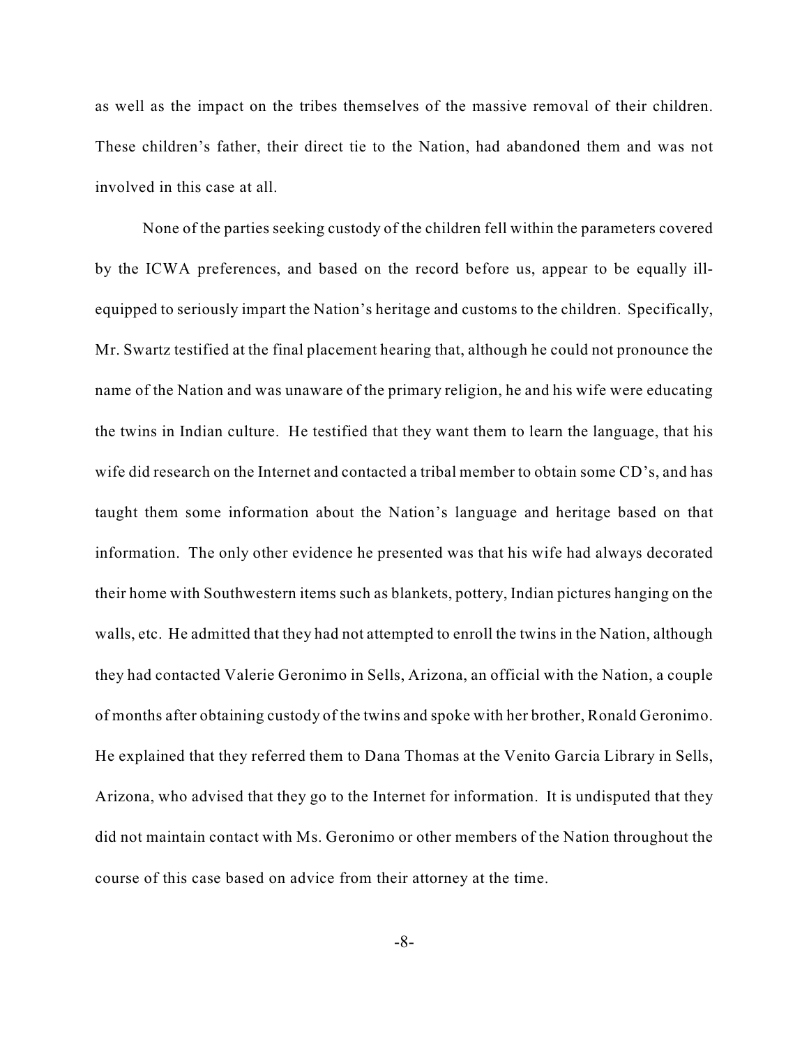as well as the impact on the tribes themselves of the massive removal of their children. These children's father, their direct tie to the Nation, had abandoned them and was not involved in this case at all.

None of the parties seeking custody of the children fell within the parameters covered by the ICWA preferences, and based on the record before us, appear to be equally ill-equipped to seriously impart the Nation's heritage and customs to the children. Specifically, Mr. Swartz testified at the final placement hearing that, although he could not pronounce the name of the Nation and was unaware of the primary religion, he and his wife were educating the twins in Indian culture. He testified that they want them to learn the language, that his wife did research on the Internet and contacted a tribal member to obtain some CD's, and has taught them some information about the Nation's language and heritage based on that information. The only other evidence he presented was that his wife had always decorated their home with Southwestern items such as blankets, pottery, Indian pictures hanging on the walls, etc. He admitted that they had not attempted to enroll the twins in the Nation, although they had contacted Valerie Geronimo in Sells, Arizona, an official with the Nation, a couple of months after obtaining custody of the twins and spoke with her brother, Ronald Geronimo. He explained that they referred them to Dana Thomas at the Venito Garcia Library in Sells, Arizona, who advised that they go to the Internet for information. It is undisputed that they did not maintain contact with Ms. Geronimo or other members of the Nation throughout the course of this case based on advice from their attorney at the time.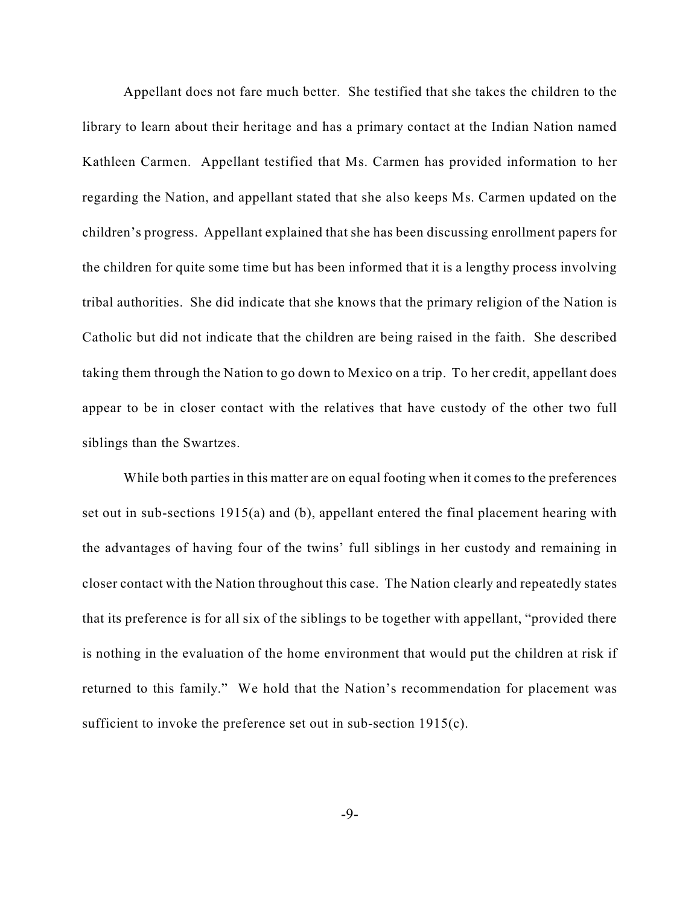Appellant does not fare much better. She testified that she takes the children to the library to learn about their heritage and has a primary contact at the Indian Nation named Kathleen Carmen. Appellant testified that Ms. Carmen has provided information to her regarding the Nation, and appellant stated that she also keeps Ms. Carmen updated on the children's progress. Appellant explained that she has been discussing enrollment papers for the children for quite some time but has been informed that it is a lengthy process involving tribal authorities. She did indicate that she knows that the primary religion of the Nation is Catholic but did not indicate that the children are being raised in the faith. She described taking them through the Nation to go down to Mexico on a trip. To her credit, appellant does appear to be in closer contact with the relatives that have custody of the other two full siblings than the Swartzes.

While both parties in this matter are on equal footing when it comes to the preferences set out in sub-sections 1915(a) and (b), appellant entered the final placement hearing with the advantages of having four of the twins' full siblings in her custody and remaining in closer contact with the Nation throughout this case. The Nation clearly and repeatedly states that its preference is for all six of the siblings to be together with appellant, "provided there is nothing in the evaluation of the home environment that would put the children at risk if returned to this family." We hold that the Nation's recommendation for placement was sufficient to invoke the preference set out in sub-section 1915(c).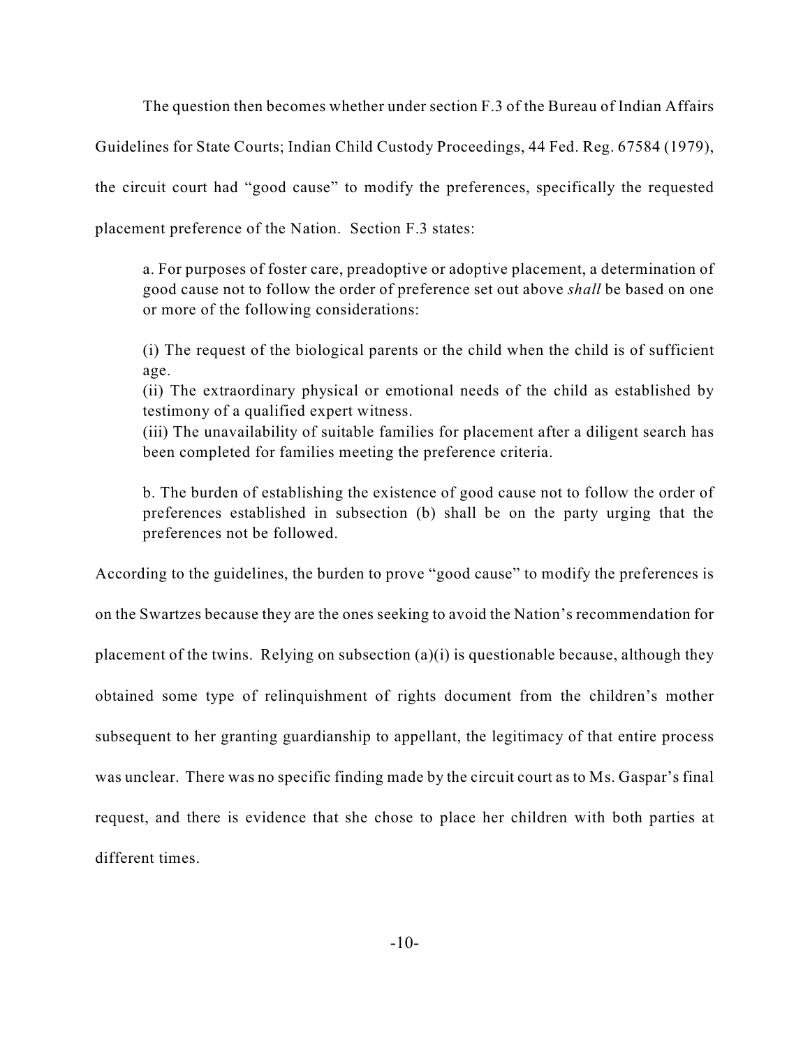The question then becomes whether under section F.3 of the Bureau of Indian Affairs Guidelines for State Courts; Indian Child Custody Proceedings, 44 Fed. Reg. 67584 (1979), the circuit court had "good cause" to modify the preferences, specifically the requested placement preference of the Nation. Section F.3 states:

> a. For purposes of foster care, preadoptive or adoptive placement, a determination of good cause not to follow the order of preference set out above *shall* be based on one or more of the following considerations:
>
> (i) The request of the biological parents or the child when the child is of sufficient age.
> (ii) The extraordinary physical or emotional needs of the child as established by testimony of a qualified expert witness.
> (iii) The unavailability of suitable families for placement after a diligent search has been completed for families meeting the preference criteria.
>
> b. The burden of establishing the existence of good cause not to follow the order of preferences established in subsection (b) shall be on the party urging that the preferences not be followed.

According to the guidelines, the burden to prove "good cause" to modify the preferences is on the Swartzes because they are the ones seeking to avoid the Nation's recommendation for placement of the twins. Relying on subsection (a)(i) is questionable because, although they obtained some type of relinquishment of rights document from the children's mother subsequent to her granting guardianship to appellant, the legitimacy of that entire process was unclear. There was no specific finding made by the circuit court as to Ms. Gaspar's final request, and there is evidence that she chose to place her children with both parties at different times.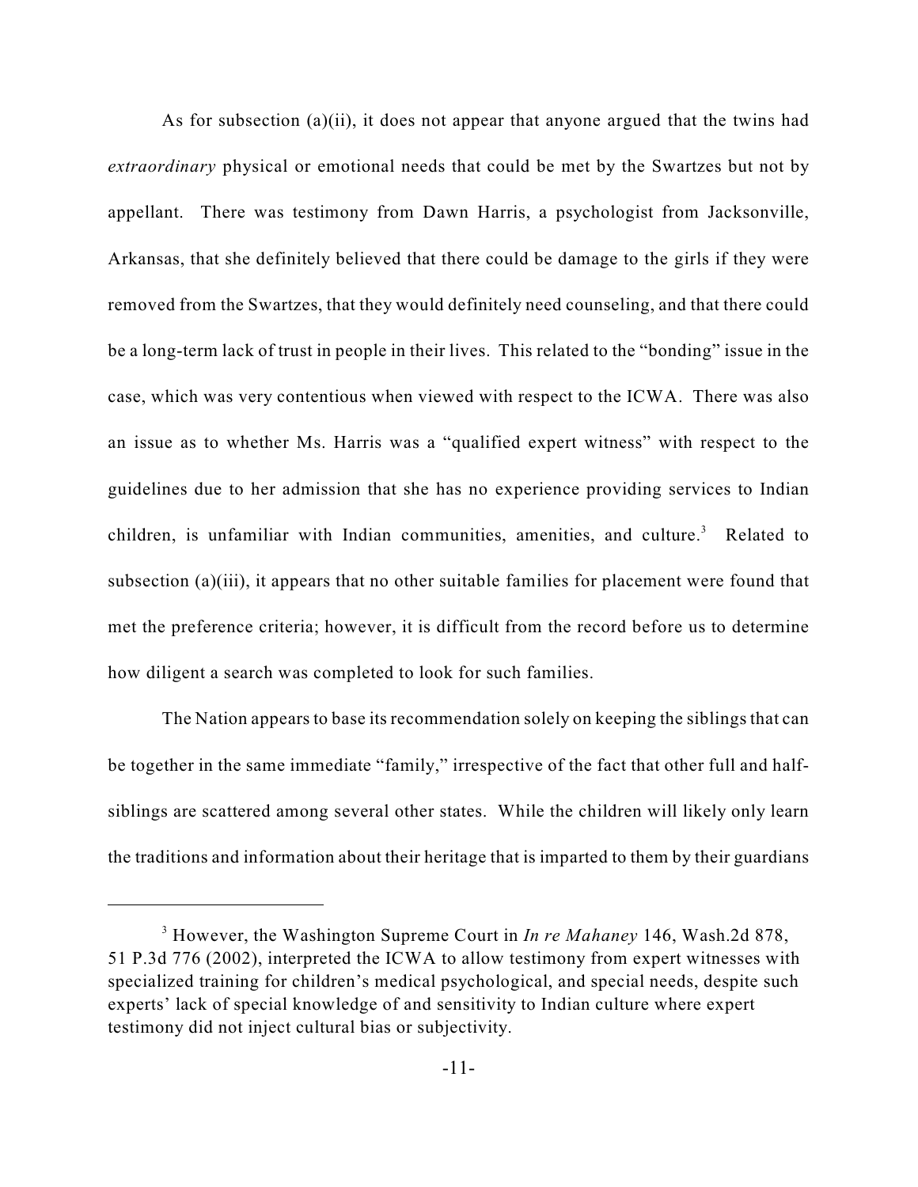As for subsection (a)(ii), it does not appear that anyone argued that the twins had *extraordinary* physical or emotional needs that could be met by the Swartzes but not by appellant. There was testimony from Dawn Harris, a psychologist from Jacksonville, Arkansas, that she definitely believed that there could be damage to the girls if they were removed from the Swartzes, that they would definitely need counseling, and that there could be a long-term lack of trust in people in their lives. This related to the "bonding" issue in the case, which was very contentious when viewed with respect to the ICWA. There was also an issue as to whether Ms. Harris was a "qualified expert witness" with respect to the guidelines due to her admission that she has no experience providing services to Indian children, is unfamiliar with Indian communities, amenities, and culture.[3] Related to subsection (a)(iii), it appears that no other suitable families for placement were found that met the preference criteria; however, it is difficult from the record before us to determine how diligent a search was completed to look for such families.

The Nation appears to base its recommendation solely on keeping the siblings that can be together in the same immediate "family," irrespective of the fact that other full and half-siblings are scattered among several other states. While the children will likely only learn the traditions and information about their heritage that is imparted to them by their guardians

---

[3] However, the Washington Supreme Court in *In re Mahaney* 146, Wash.2d 878, 51 P.3d 776 (2002), interpreted the ICWA to allow testimony from expert witnesses with specialized training for children's medical psychological, and special needs, despite such experts' lack of special knowledge of and sensitivity to Indian culture where expert testimony did not inject cultural bias or subjectivity.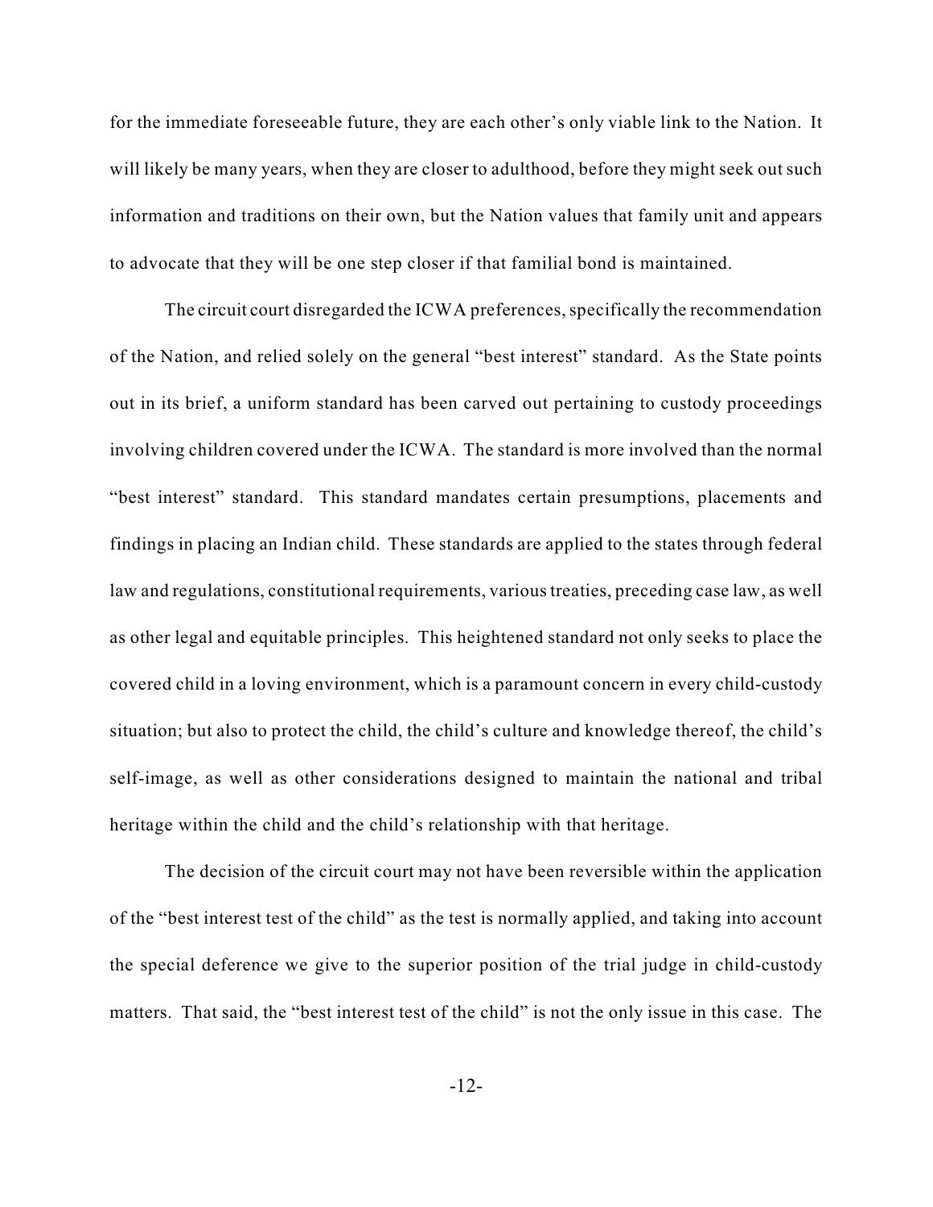for the immediate foreseeable future, they are each other's only viable link to the Nation. It will likely be many years, when they are closer to adulthood, before they might seek out such information and traditions on their own, but the Nation values that family unit and appears to advocate that they will be one step closer if that familial bond is maintained.

The circuit court disregarded the ICWA preferences, specifically the recommendation of the Nation, and relied solely on the general "best interest" standard. As the State points out in its brief, a uniform standard has been carved out pertaining to custody proceedings involving children covered under the ICWA. The standard is more involved than the normal "best interest" standard. This standard mandates certain presumptions, placements and findings in placing an Indian child. These standards are applied to the states through federal law and regulations, constitutional requirements, various treaties, preceding case law, as well as other legal and equitable principles. This heightened standard not only seeks to place the covered child in a loving environment, which is a paramount concern in every child-custody situation; but also to protect the child, the child's culture and knowledge thereof, the child's self-image, as well as other considerations designed to maintain the national and tribal heritage within the child and the child's relationship with that heritage.

The decision of the circuit court may not have been reversible within the application of the "best interest test of the child" as the test is normally applied, and taking into account the special deference we give to the superior position of the trial judge in child-custody matters. That said, the "best interest test of the child" is not the only issue in this case. The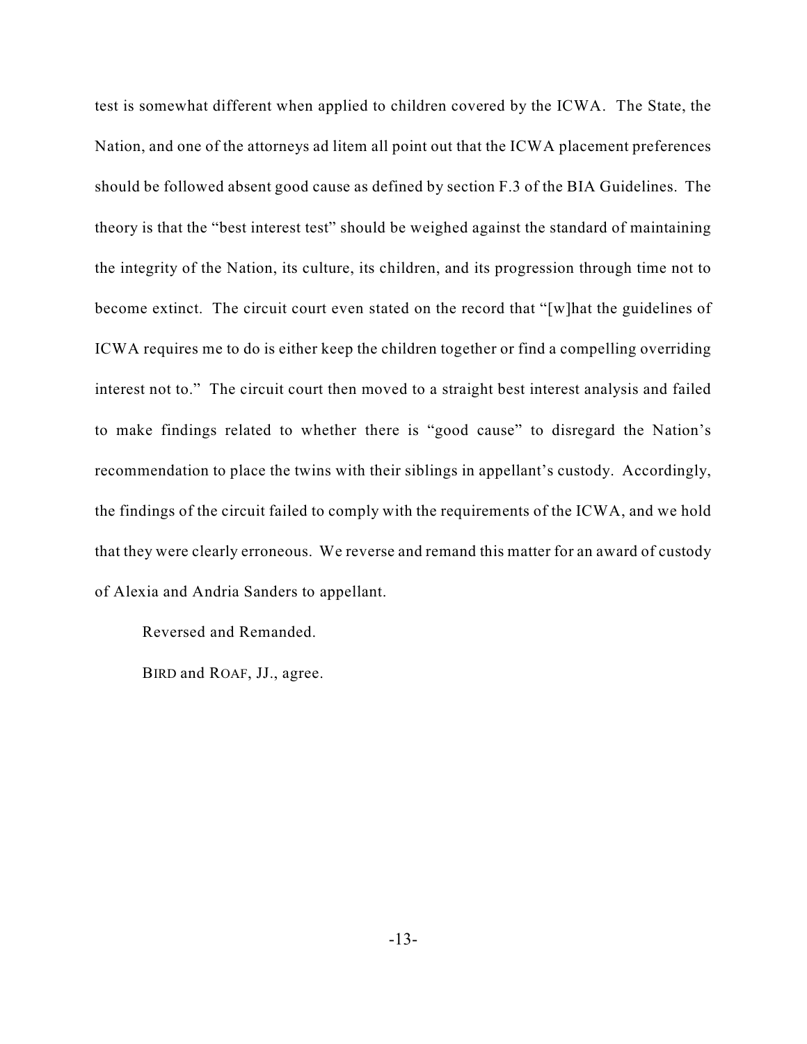test is somewhat different when applied to children covered by the ICWA. The State, the Nation, and one of the attorneys ad litem all point out that the ICWA placement preferences should be followed absent good cause as defined by section F.3 of the BIA Guidelines. The theory is that the "best interest test" should be weighed against the standard of maintaining the integrity of the Nation, its culture, its children, and its progression through time not to become extinct. The circuit court even stated on the record that "[w]hat the guidelines of ICWA requires me to do is either keep the children together or find a compelling overriding interest not to." The circuit court then moved to a straight best interest analysis and failed to make findings related to whether there is "good cause" to disregard the Nation's recommendation to place the twins with their siblings in appellant's custody. Accordingly, the findings of the circuit failed to comply with the requirements of the ICWA, and we hold that they were clearly erroneous. We reverse and remand this matter for an award of custody of Alexia and Andria Sanders to appellant.

Reversed and Remanded.

BIRD and ROAF, JJ., agree.